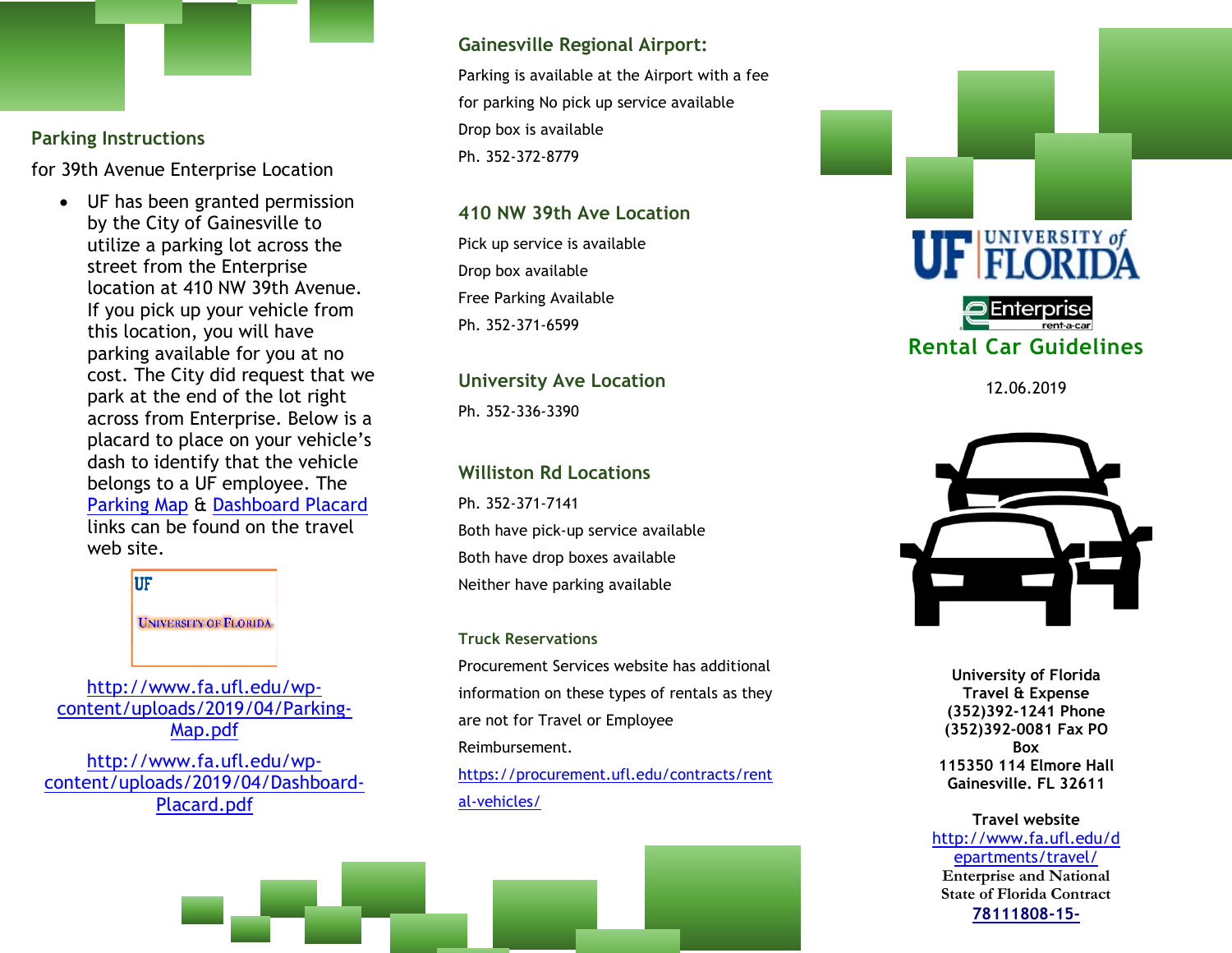## Parking Instructions

for 39th Avenue Enterprise Location

- UF has been granted permission by the City of Gainesville to utilize a parking lot across the street from the Enterprise location at 410 NW 39th Avenue. If you pick up your vehicle from this location, you will have parking available for you at no cost. The City did request that we park at the end of the lot right across from Enterprise. Below is a placard to place on your vehicle's dash to identify that the vehicle belongs to a UF employee. The Parking Map & Dashboard Placard links can be found on the travel web site.

UF
UNIVERSITY OF FLORIDA

http://www.fa.ufl.edu/wp-content/uploads/2019/04/Parking-Map.pdf

http://www.fa.ufl.edu/wp-content/uploads/2019/04/Dashboard-Placard.pdf

### Gainesville Regional Airport:

Parking is available at the Airport with a fee for parking No pick up service available

Drop box is available

Ph. 352-372-8779

### 410 NW 39th Ave Location

Pick up service is available

Drop box available

Free Parking Available

Ph. 352-371-6599

### University Ave Location

Ph. 352-336-3390

### Williston Rd Locations

Ph. 352-371-7141

Both have pick-up service available

Both have drop boxes available

Neither have parking available

### Truck Reservations

Procurement Services website has additional information on these types of rentals as they are not for Travel or Employee Reimbursement.

https://procurement.ufl.edu/contracts/rental-vehicles/

UF UNIVERSITY of FLORIDA

Enterprise rent-a-car

# Rental Car Guidelines

12.06.2019

**University of Florida**
**Travel & Expense**
**(352)392-1241 Phone**
**(352)392-0081 Fax PO Box**
**115350 114 Elmore Hall**
**Gainesville. FL 32611**

**Travel website**
http://www.fa.ufl.edu/departments/travel/
**Enterprise and National**
**State of Florida Contract**
**78111808-15-**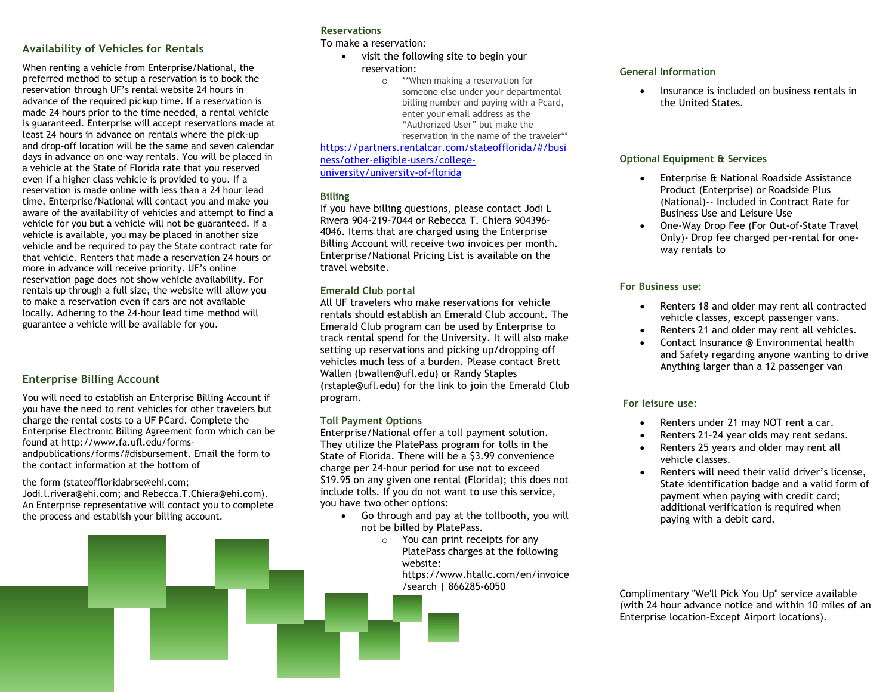## Availability of Vehicles for Rentals

When renting a vehicle from Enterprise/National, the preferred method to setup a reservation is to book the reservation through UF's rental website 24 hours in advance of the required pickup time. If a reservation is made 24 hours prior to the time needed, a rental vehicle is guaranteed. Enterprise will accept reservations made at least 24 hours in advance on rentals where the pick-up and drop-off location will be the same and seven calendar days in advance on one-way rentals. You will be placed in a vehicle at the State of Florida rate that you reserved even if a higher class vehicle is provided to you. If a reservation is made online with less than a 24 hour lead time, Enterprise/National will contact you and make you aware of the availability of vehicles and attempt to find a vehicle for you but a vehicle will not be guaranteed. If a vehicle is available, you may be placed in another size vehicle and be required to pay the State contract rate for that vehicle. Renters that made a reservation 24 hours or more in advance will receive priority. UF's online reservation page does not show vehicle availability. For rentals up through a full size, the website will allow you to make a reservation even if cars are not available locally. Adhering to the 24-hour lead time method will guarantee a vehicle will be available for you.

## Enterprise Billing Account

You will need to establish an Enterprise Billing Account if you have the need to rent vehicles for other travelers but charge the rental costs to a UF PCard. Complete the Enterprise Electronic Billing Agreement form which can be found at http://www.fa.ufl.edu/forms-andpublications/forms/#disbursement. Email the form to the contact information at the bottom of

the form (stateoffloridabrse@ehi.com; Jodi.l.rivera@ehi.com; and Rebecca.T.Chiera@ehi.com). An Enterprise representative will contact you to complete the process and establish your billing account.

### Reservations

To make a reservation:

- visit the following site to begin your reservation:
  - **When making a reservation for someone else under your departmental billing number and paying with a Pcard, enter your email address as the "Authorized User" but make the reservation in the name of the traveler**

https://partners.rentalcar.com/stateofflorida/#/business/other-eligible-users/college-university/university-of-florida

### Billing

If you have billing questions, please contact Jodi L Rivera 904-219-7044 or Rebecca T. Chiera 904396-4046. Items that are charged using the Enterprise Billing Account will receive two invoices per month. Enterprise/National Pricing List is available on the travel website.

### Emerald Club portal

All UF travelers who make reservations for vehicle rentals should establish an Emerald Club account. The Emerald Club program can be used by Enterprise to track rental spend for the University. It will also make setting up reservations and picking up/dropping off vehicles much less of a burden. Please contact Brett Wallen (bwallen@ufl.edu) or Randy Staples (rstaple@ufl.edu) for the link to join the Emerald Club program.

### Toll Payment Options

Enterprise/National offer a toll payment solution. They utilize the PlatePass program for tolls in the State of Florida. There will be a $3.99 convenience charge per 24-hour period for use not to exceed $19.95 on any given one rental (Florida); this does not include tolls. If you do not want to use this service, you have two other options:

- Go through and pay at the tollbooth, you will not be billed by PlatePass.
  - You can print receipts for any PlatePass charges at the following website: https://www.htallc.com/en/invoice/search | 866285-6050

### General Information

- Insurance is included on business rentals in the United States.

### Optional Equipment & Services

- Enterprise & National Roadside Assistance Product (Enterprise) or Roadside Plus (National)-- Included in Contract Rate for Business Use and Leisure Use
- One-Way Drop Fee (For Out-of-State Travel Only)- Drop fee charged per-rental for one-way rentals to

### For Business use:

- Renters 18 and older may rent all contracted vehicle classes, except passenger vans.
- Renters 21 and older may rent all vehicles.
- Contact Insurance @ Environmental health and Safety regarding anyone wanting to drive Anything larger than a 12 passenger van

### For leisure use:

- Renters under 21 may NOT rent a car.
- Renters 21-24 year olds may rent sedans.
- Renters 25 years and older may rent all vehicle classes.
- Renters will need their valid driver's license, State identification badge and a valid form of payment when paying with credit card; additional verification is required when paying with a debit card.

Complimentary "We'll Pick You Up" service available (with 24 hour advance notice and within 10 miles of an Enterprise location-Except Airport locations).